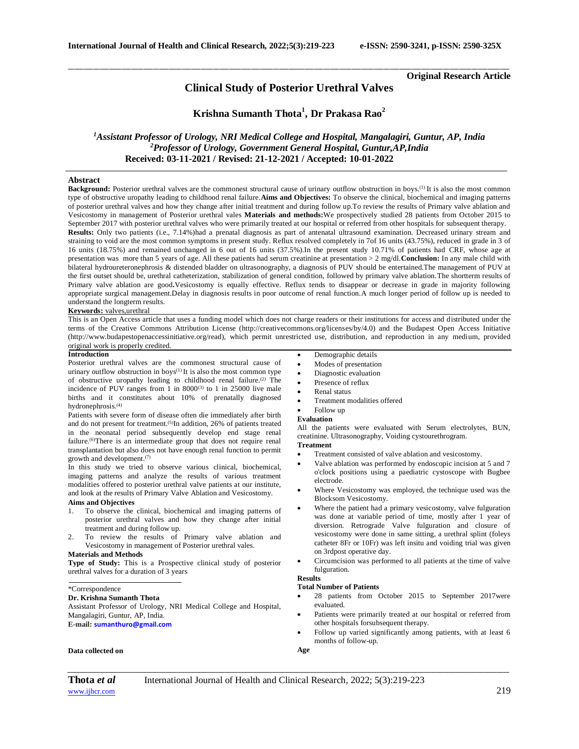Original Research Article

# Clinical Study of Posterior Urethral Valves

**Krishna Sumanth Thota[1], Dr Prakasa Rao[2]**

*[1]Assistant Professor of Urology, NRI Medical College and Hospital, Mangalagiri, Guntur, AP, India*
*[2]Professor of Urology, Government General Hospital, Guntur,AP,India*
**Received: 03-11-2021 / Revised: 21-12-2021 / Accepted: 10-01-2022**

## Abstract

**Background:** Posterior urethral valves are the commonest structural cause of urinary outflow obstruction in boys.[1] It is also the most common type of obstructive uropathy leading to childhood renal failure. **Aims and Objectives:** To observe the clinical, biochemical and imaging patterns of posterior urethral valves and how they change after initial treatment and during follow up.To review the results of Primary valve ablation and Vesicostomy in management of Posterior urethral vales **Materials and methods:** We prospectively studied 28 patients from October 2015 to September 2017 with posterior urethral valves who were primarily treated at our hospital or referred from other hospitals for subsequent therapy. **Results:** Only two patients (i.e., 7.14%)had a prenatal diagnosis as part of antenatal ultrasound examination. Decreased urinary stream and straining to void are the most common symptoms in present study. Reflux resolved completely in 7of 16 units (43.75%), reduced in grade in 3 of 16 units (18.75%) and remained unchanged in 6 out of 16 units (37.5%).In the present study 10.71% of patients had CRF, whose age at presentation was more than 5 years of age. All these patients had serum creatinine at presentation > 2 mg/dl. **Conclusion:** In any male child with bilateral hydroureteronephrosis & distended bladder on ultrasonography, a diagnosis of PUV should be entertained.The management of PUV at the first outset should be, urethral catheterization, stabilization of general condition, followed by primary valve ablation.The shortterm results of Primary valve ablation are good**.**Vesicostomy is equally effective. Reflux tends to disappear or decrease in grade in majority following appropriate surgical management.Delay in diagnosis results in poor outcome of renal function.A much longer period of follow up is needed to understand the longterm results.

**Keywords:** valves,urethral

This is an Open Access article that uses a funding model which does not charge readers or their institutions for access and distributed under the terms of the Creative Commons Attribution License (http://creativecommons.org/licenses/by/4.0) and the Budapest Open Access Initiative (http://www.budapestopenaccessinitiative.org/read), which permit unrestricted use, distribution, and reproduction in any medium, provided original work is properly credited.

## Introduction

Posterior urethral valves are the commonest structural cause of urinary outflow obstruction in boys[1] It is also the most common type of obstructive uropathy leading to childhood renal failure.[2] The incidence of PUV ranges from 1 in 8000[3] to 1 in 25000 live male births and it constitutes about 10% of prenatally diagnosed hydronephrosis.[4]

Patients with severe form of disease often die immediately after birth and do not present for treatment.[5]In addition, 26% of patients treated in the neonatal period subsequently develop end stage renal failure.[6]There is an intermediate group that does not require renal transplantation but also does not have enough renal function to permit growth and development.[7]

In this study we tried to observe various clinical, biochemical, imaging patterns and analyze the results of various treatment modalities offered to posterior urethral valve patients at our institute, and look at the results of Primary Valve Ablation and Vesicostomy.

### Aims and Objectives

1. To observe the clinical, biochemical and imaging patterns of posterior urethral valves and how they change after initial treatment and during follow up.
2. To review the results of Primary valve ablation and Vesicostomy in management of Posterior urethral vales.

### Materials and Methods

**Type of Study:** This is a Prospective clinical study of posterior urethral valves for a duration of 3 years

\*Correspondence

**Dr. Krishna Sumanth Thota**

Assistant Professor of Urology, NRI Medical College and Hospital, Mangalagiri, Guntur, AP, India.

**E-mail:** sumanthuro@gmail.com

**Data collected on**

- Demographic details
- Modes of presentation
- Diagnostic evaluation
- Presence of reflux
- Renal status
- Treatment modalities offered
- Follow up

### Evaluation

All the patients were evaluated with Serum electrolytes, BUN, creatinine. Ultrasonography, Voiding cystourethrogram.

### Treatment

- Treatment consisted of valve ablation and vesicostomy.
- Valve ablation was performed by endoscopic incision at 5 and 7 o'clock positions using a paediatric cystoscope with Bugbee electrode.
- Where Vesicostomy was employed, the technique used was the Blocksom Vesicostomy.
- Where the patient had a primary vesicostomy, valve fulguration was done at variable period of time, mostly after 1 year of diversion. Retrograde Valve fulguration and closure of vesicostomy were done in same sitting, a urethral splint (foleys catheter 8Fr or 10Fr) was left insitu and voiding trial was given on 3rdpost operative day.
- Circumcision was performed to all patients at the time of valve fulguration.

## Results

### Total Number of Patients

- 28 patients from October 2015 to September 2017were evaluated.
- Patients were primarily treated at our hospital or referred from other hospitals forsubsequent therapy.
- Follow up varied significantly among patients, with at least 6 months of follow-up.

### Age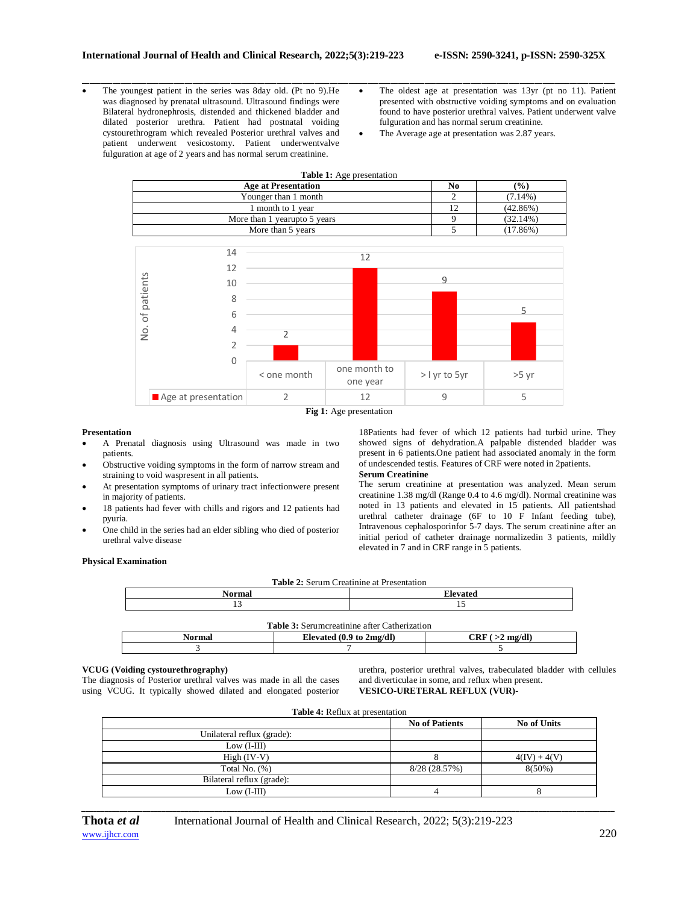- The youngest patient in the series was 8day old. (Pt no 9).He was diagnosed by prenatal ultrasound. Ultrasound findings were Bilateral hydronephrosis, distended and thickened bladder and dilated posterior urethra. Patient had postnatal voiding cystourethrogram which revealed Posterior urethral valves and patient underwent vesicostomy. Patient underwentvalve fulguration at age of 2 years and has normal serum creatinine.
- The oldest age at presentation was 13yr (pt no 11). Patient presented with obstructive voiding symptoms and on evaluation found to have posterior urethral valves. Patient underwent valve fulguration and has normal serum creatinine.
- The Average age at presentation was 2.87 years.

**Table 1:** Age presentation

| Age at Presentation | No | (%) |
|---|---|---|
| Younger than 1 month | 2 | (7.14%) |
| 1 month to 1 year | 12 | (42.86%) |
| More than 1 yearupto 5 years | 9 | (32.14%) |
| More than 5 years | 5 | (17.86%) |

| | < one month | one month to one year | > I yr to 5yr | >5 yr |
|---|---|---|---|---|
| Age at presentation | 2 | 12 | 9 | 5 |

**Fig 1:** Age presentation

### Presentation

- A Prenatal diagnosis using Ultrasound was made in two patients.
- Obstructive voiding symptoms in the form of narrow stream and straining to void waspresent in all patients.
- At presentation symptoms of urinary tract infectionwere present in majority of patients.
- 18 patients had fever with chills and rigors and 12 patients had pyuria.
- One child in the series had an elder sibling who died of posterior urethral valve disease

### Physical Examination

18Patients had fever of which 12 patients had turbid urine. They showed signs of dehydration.A palpable distended bladder was present in 6 patients.One patient had associated anomaly in the form of undescended testis. Features of CRF were noted in 2patients.

### Serum Creatinine

The serum creatinine at presentation was analyzed. Mean serum creatinine 1.38 mg/dl (Range 0.4 to 4.6 mg/dl). Normal creatinine was noted in 13 patients and elevated in 15 patients. All patientshad urethral catheter drainage (6F to 10 F Infant feeding tube), Intravenous cephalosporinfor 5-7 days. The serum creatinine after an initial period of catheter drainage normalizedin 3 patients, mildly elevated in 7 and in CRF range in 5 patients.

**Table 2:** Serum Creatinine at Presentation

| Normal | Elevated |
|---|---|
| 13 | 15 |

**Table 3:** Serumcreatinine after Catherization

| Normal | Elevated (0.9 to 2mg/dl) | CRF ( >2 mg/dl) |
|---|---|---|
| 3 | 7 | 5 |

### VCUG (Voiding cystourethrography)

The diagnosis of Posterior urethral valves was made in all the cases using VCUG. It typically showed dilated and elongated posterior urethra, posterior urethral valves, trabeculated bladder with cellules and diverticulae in some, and reflux when present.

### VESICO-URETERAL REFLUX (VUR)-

**Table 4:** Reflux at presentation

| | No of Patients | No of Units |
|---|---|---|
| Unilateral reflux (grade): | | |
| Low (I-III) | | |
| High (IV-V) | 8 | 4(IV) + 4(V) |
| Total No. (%) | 8/28 (28.57%) | 8(50%) |
| Bilateral reflux (grade): | | |
| Low (I-III) | 4 | 8 |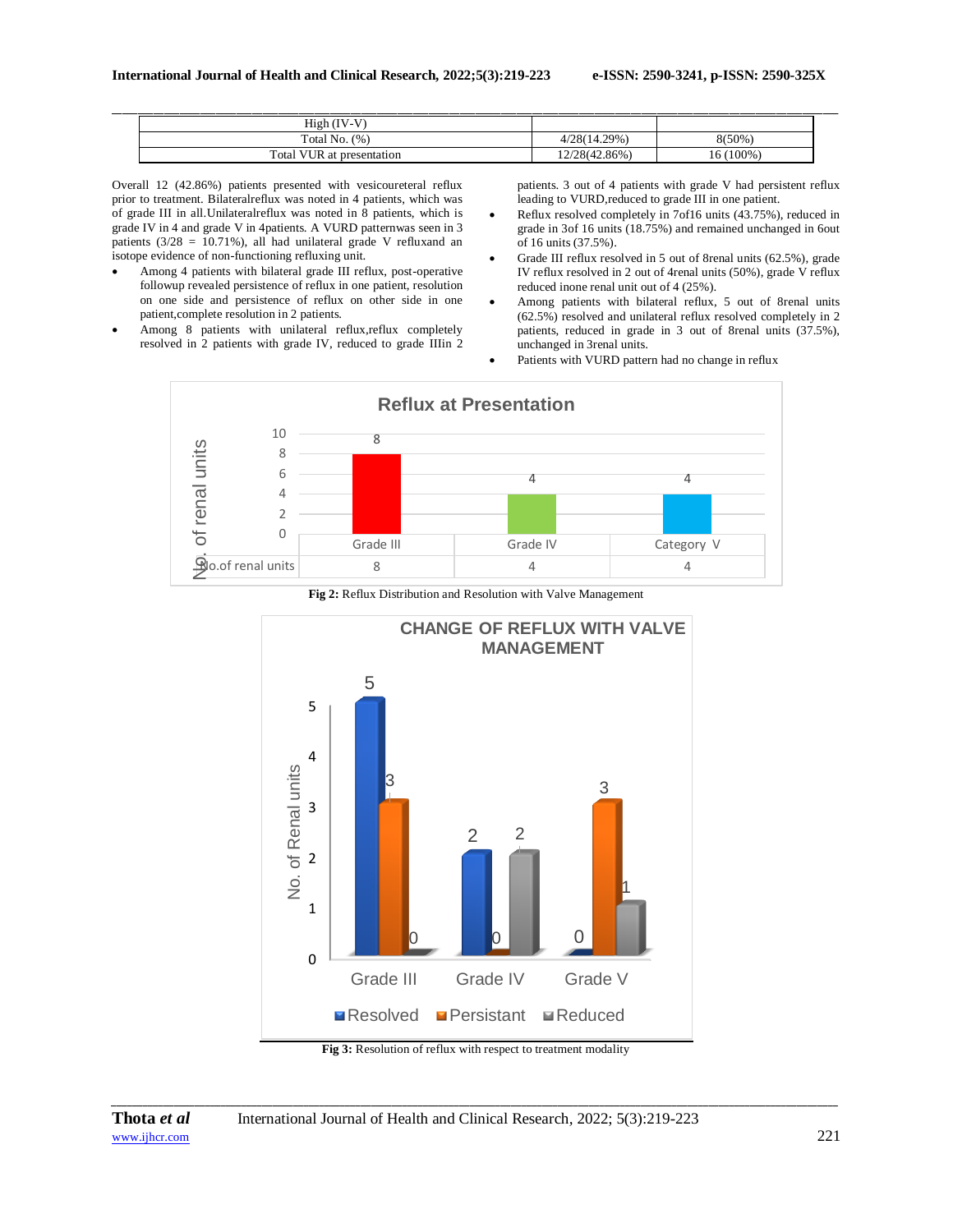| High (IV-V) | | |
|---|---|---|
| Total No. (%) | 4/28(14.29%) | 8(50%) |
| Total VUR at presentation | 12/28(42.86%) | 16 (100%) |

Overall 12 (42.86%) patients presented with vesicoureteral reflux prior to treatment. Bilateralreflux was noted in 4 patients, which was of grade III in all.Unilateralreflux was noted in 8 patients, which is grade IV in 4 and grade V in 4patients. A VURD patternwas seen in 3 patients (3/28 = 10.71%), all had unilateral grade V refluxand an isotope evidence of non-functioning refluxing unit.

- Among 4 patients with bilateral grade III reflux, post-operative followup revealed persistence of reflux in one patient, resolution on one side and persistence of reflux on other side in one patient,complete resolution in 2 patients.
- Among 8 patients with unilateral reflux,reflux completely resolved in 2 patients with grade IV, reduced to grade IIIin 2 patients. 3 out of 4 patients with grade V had persistent reflux leading to VURD,reduced to grade III in one patient.
- Reflux resolved completely in 7of16 units (43.75%), reduced in grade in 3of 16 units (18.75%) and remained unchanged in 6out of 16 units (37.5%).
- Grade III reflux resolved in 5 out of 8renal units (62.5%), grade IV reflux resolved in 2 out of 4renal units (50%), grade V reflux reduced inone renal unit out of 4 (25%).
- Among patients with bilateral reflux, 5 out of 8renal units (62.5%) resolved and unilateral reflux resolved completely in 2 patients, reduced in grade in 3 out of 8renal units (37.5%), unchanged in 3renal units.
- Patients with VURD pattern had no change in reflux

**Reflux at Presentation**

| | Grade III | Grade IV | Category V |
|---|---|---|---|
| No.of renal units | 8 | 4 | 4 |

**Fig 2:** Reflux Distribution and Resolution with Valve Management

**CHANGE OF REFLUX WITH VALVE MANAGEMENT**

| | Resolved | Persistant | Reduced |
|---|---|---|---|
| Grade III | 5 | 3 | 0 |
| Grade IV | 2 | 0 | 2 |
| Grade V | 0 | 3 | 1 |

**Fig 3:** Resolution of reflux with respect to treatment modality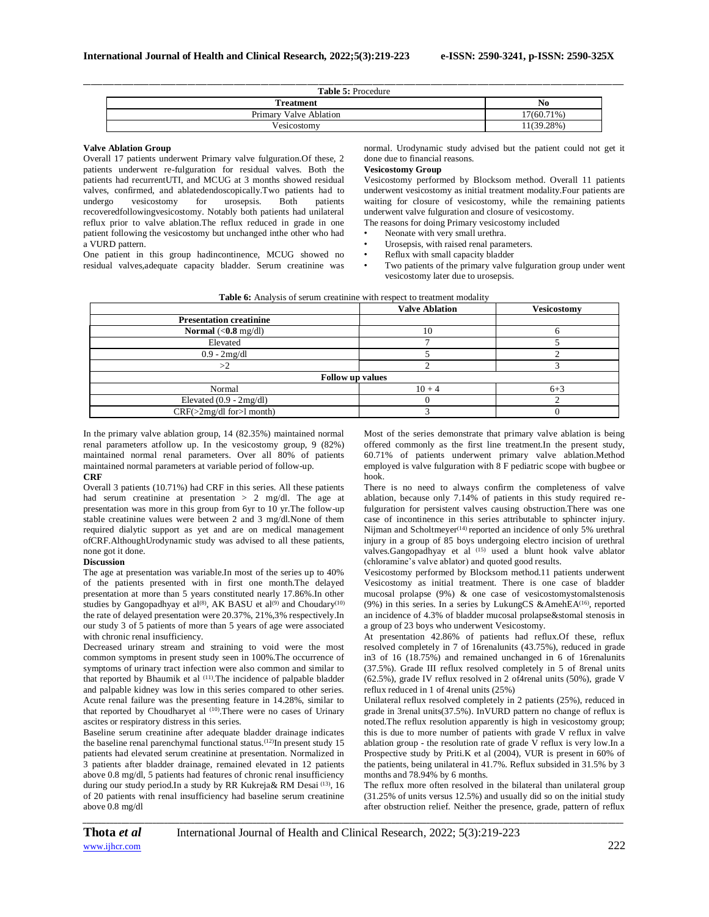**Table 5:** Procedure

| Treatment | No |
|---|---|
| Primary Valve Ablation | 17(60.71%) |
| Vesicostomy | 11(39.28%) |

**Valve Ablation Group**

Overall 17 patients underwent Primary valve fulguration.Of these, 2 patients underwent re-fulguration for residual valves. Both the patients had recurrentUTI, and MCUG at 3 months showed residual valves, confirmed, and ablatedendoscopically.Two patients had to undergo vesicostomy for urosepsis. Both patients recoveredfollowingvesicostomy. Notably both patients had unilateral reflux prior to valve ablation.The reflux reduced in grade in one patient following the vesicostomy but unchanged inthe other who had a VURD pattern.

One patient in this group hadincontinence, MCUG showed no residual valves,adequate capacity bladder. Serum creatinine was normal. Urodynamic study advised but the patient could not get it done due to financial reasons.

**Vesicostomy Group**

Vesicostomy performed by Blocksom method. Overall 11 patients underwent vesicostomy as initial treatment modality.Four patients are waiting for closure of vesicostomy, while the remaining patients underwent valve fulguration and closure of vesicostomy.

The reasons for doing Primary vesicostomy included

- Neonate with very small urethra.
- Urosepsis, with raised renal parameters.
- Reflux with small capacity bladder
- Two patients of the primary valve fulguration group under went vesicostomy later due to urosepsis.

**Table 6:** Analysis of serum creatinine with respect to treatment modality

| | Valve Ablation | Vesicostomy |
|---|---|---|
| **Presentation creatinine** | | |
| **Normal** (<**0.8** mg/dl) | 10 | 6 |
| Elevated | 7 | 5 |
| 0.9 - 2mg/dl | 5 | 2 |
| >2 | 2 | 3 |
| **Follow up values** | | |
| Normal | 10 + 4 | 6+3 |
| Elevated (0.9 - 2mg/dl) | 0 | 2 |
| CRF(>2mg/dl for>l month) | 3 | 0 |

In the primary valve ablation group, 14 (82.35%) maintained normal renal parameters atfollow up. In the vesicostomy group, 9 (82%) maintained normal renal parameters. Over all 80% of patients maintained normal parameters at variable period of follow-up.

**CRF**

Overall 3 patients (10.71%) had CRF in this series. All these patients had serum creatinine at presentation > 2 mg/dl. The age at presentation was more in this group from 6yr to 10 yr.The follow-up stable creatinine values were between 2 and 3 mg/dl.None of them required dialytic support as yet and are on medical management ofCRF.AlthoughUrodynamic study was advised to all these patients, none got it done.

**Discussion**

The age at presentation was variable.In most of the series up to 40% of the patients presented with in first one month.The delayed presentation at more than 5 years constituted nearly 17.86%.In other studies by Gangopadhyay et al[8], AK BASU et al[9] and Choudary[10] the rate of delayed presentation were 20.37%, 21%,3% respectively.In our study 3 of 5 patients of more than 5 years of age were associated with chronic renal insufficiency.

Decreased urinary stream and straining to void were the most common symptoms in present study seen in 100%.The occurrence of symptoms of urinary tract infection were also common and similar to that reported by Bhaumik et al [11].The incidence of palpable bladder and palpable kidney was low in this series compared to other series. Acute renal failure was the presenting feature in 14.28%, similar to that reported by Choudharyet al [10].There were no cases of Urinary ascites or respiratory distress in this series.

Baseline serum creatinine after adequate bladder drainage indicates the baseline renal parenchymal functional status.[12]In present study 15 patients had elevated serum creatinine at presentation. Normalized in 3 patients after bladder drainage, remained elevated in 12 patients above 0.8 mg/dl, 5 patients had features of chronic renal insufficiency during our study period.In a study by RR Kukreja& RM Desai [13], 16 of 20 patients with renal insufficiency had baseline serum creatinine above 0.8 mg/dl

Most of the series demonstrate that primary valve ablation is being offered commonly as the first line treatment.In the present study, 60.71% of patients underwent primary valve ablation.Method employed is valve fulguration with 8 F pediatric scope with bugbee or hook.

There is no need to always confirm the completeness of valve ablation, because only 7.14% of patients in this study required re-fulguration for persistent valves causing obstruction.There was one case of incontinence in this series attributable to sphincter injury. Nijman and Scholtmeyer[14] reported an incidence of only 5% urethral injury in a group of 85 boys undergoing electro incision of urethral valves.Gangopadhyay et al [15] used a blunt hook valve ablator (chloramine's valve ablator) and quoted good results.

Vesicostomy performed by Blocksom method.11 patients underwent Vesicostomy as initial treatment. There is one case of bladder mucosal prolapse (9%) & one case of vesicostomystomalstenosis (9%) in this series. In a series by LukungCS &AmehEA[16], reported an incidence of 4.3% of bladder mucosal prolapse&stomal stenosis in a group of 23 boys who underwent Vesicostomy.

At presentation 42.86% of patients had reflux.Of these, reflux resolved completely in 7 of 16renalunits (43.75%), reduced in grade in3 of 16 (18.75%) and remained unchanged in 6 of 16renalunits (37.5%). Grade III reflux resolved completely in 5 of 8renal units (62.5%), grade IV reflux resolved in 2 of4renal units (50%), grade V reflux reduced in 1 of 4renal units (25%)

Unilateral reflux resolved completely in 2 patients (25%), reduced in grade in 3renal units(37.5%). InVURD pattern no change of reflux is noted.The reflux resolution apparently is high in vesicostomy group; this is due to more number of patients with grade V reflux in valve ablation group - the resolution rate of grade V reflux is very low.In a Prospective study by Priti.K et al (2004), VUR is present in 60% of the patients, being unilateral in 41.7%. Reflux subsided in 31.5% by 3 months and 78.94% by 6 months.

The reflux more often resolved in the bilateral than unilateral group (31.25% of units versus 12.5%) and usually did so on the initial study after obstruction relief. Neither the presence, grade, pattern of reflux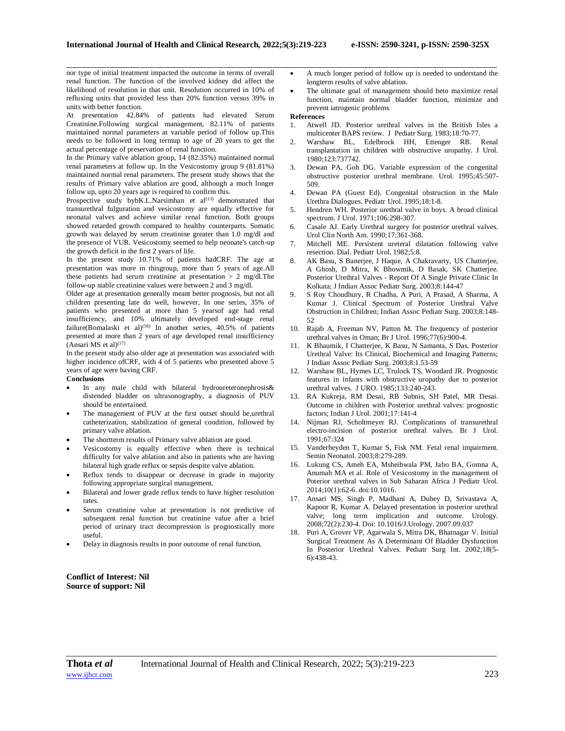nor type of initial treatment impacted the outcome in terms of overall renal function. The function of the involved kidney did affect the likelihood of resolution in that unit. Resolution occurred in 10% of refluxing units that provided less than 20% function versus 39% in units with better function.

At presentation 42.84% of patients had elevated Serum Creatinine.Following surgical management, 82.11% of patients maintained normal parameters at variable period of follow up.This needs to be followed in long termup to age of 20 years to get the actual percentage of preservation of renal function.

In the Primary valve ablation group, 14 (82.35%) maintained normal renal parameters at follow up. In the Vesicostomy group 9 (81.81%) maintained normal renal parameters. The present study shows that the results of Primary valve ablation are good, although a much longer follow up, upto 20 years age is required to confirm this.

Prospective study bybK.L.Narsimhan et al[13] demonstrated that transurethral fulguration and vesicostomy are equally effective for neonatal valves and achieve similar renal function. Both groups showed retarded growth compared to healthy counterparts. Somatic growth was delayed by serum creatinine greater than 1.0 mg/dl and the presence of VUR. Vesicostomy seemed to help neonate's catch-up the growth deficit in the first 2 years of life.

In the present study 10.71% of patients hadCRF. The age at presentation was more in thisgroup, more than 5 years of age.All these patients had serum creatinine at presentation > 2 mg/dl.The follow-up stable creatinine values were between 2 and 3 mg/dl.

Older age at presentation generally meant better prognosis, but not all children presenting late do well, however, In one series, 35% of patients who presented at more than 5 yearsof age had renal insufficiency, and 10% ultimately developed end-stage renal failure(Bomalaski et al)[58] In another series, 40.5% of patients presented at more than 2 years of age developed renal insufficiency (Ansari MS et al)[17]

In the present study also older age at presentation was associated with higher incidence ofCRF, with 4 of 5 patients who presented above 5 years of age were having CRF.

**Conclusions**

- In any male child with bilateral hydroureteronephrosis& distended bladder on ultrasonography, a diagnosis of PUV should be entertained.
- The management of PUV at the first outset should be,urethral catheterization, stabilization of general condition, followed by primary valve ablation.
- The shortterm results of Primary valve ablation are good.
- Vesicostomy is equally effective when there is technical difficulty for valve ablation and also in patients who are having bilateral high grade reflux or sepsis despite valve ablation.
- Reflux tends to disappear or decrease in grade in majority following appropriate surgical management.
- Bilateral and lower grade reflux tends to have higher resolution rates.
- Serum creatinine value at presentation is not predictive of subsequent renal function but creatinine value after a brief period of urinary tract decompression is prognostically more useful.
- Delay in diagnosis results in poor outcome of renal function.
- A much longer period of follow up is needed to understand the longterm results of valve ablation.
- The ultimate goal of management should beto maximize renal function, maintain normal bladder function, minimize and prevent iatrogenic problems

**Conflict of Interest: Nil**
**Source of support: Nil**

**References**

1. Atwell JD. Posterior urethral valves in the British Isles a multicenter BAPS review. J Pediatr Surg. 1983;18:70-77.
2. Warshaw BL, Edelbrock HH, Ettenger RB. Renal transplantation in children with obstructive uropathy. J Urol. 1980;123:737742.
3. Dewan PA, Goh DG. Variable expression of the congenital obstructive posterior urethral membrane. Urol. 1995;45:507-509.
4. Dewan PA (Guest Ed). Congenital obstruction in the Male Urethra Dialogues. Pediatr Urol. 1995;18:1-8.
5. Hendren WH. Posterior urethral valve in boys. A broad clinical spectrum. J Urol. 1971;106:298-307.
6. Casale AJ. Early Urethral surgery for posterior urethral valves. Urol Clin North Am. 1990;17:361-368.
7. Mitchell ME. Persistent ureteral dilatation following valve resection. Dial. Pediatr Urol. 1982;5:8.
8. AK Basu, S Banerjee, J Haque, A Chakravarty, US Chatterjee, A Ghosh, D Mitra, K Bhowmik, D Basak, SK Chatterjee. Posterior Urethral Valves - Report Of A Single Private Clinic In Kolkata; J Indian Assoc Pediatr Surg. 2003;8:144-47
9. S Roy Choudhury, R Chadha, A Puri, A Prasad, A Sharma, A Kumar J. Clinical Spectrum of Posterior Urethral Valve Obstruction in Children; Indian Assoc Pediatr Surg. 2003;8:148-52
10. Rajab A, Freeman NV, Patton M. The frequency of posterior urethral valves in Oman; Br J Urol. 1996;77(6):900-4.
11. K Bhaumik, I Chatterjee, K Basu, N Samanta, S Das. Posterior Urethral Valve: Its Clinical, Biochemical and Imaging Patterns; J Indian Assoc Pediatr Surg. 2003;8:1.53-59
12. Warshaw BL, Hymes LC, Trulock TS, Woodard JR. Prognostic features in infants with obstructive uropathy due to posterior urethral valves. J URO. 1985;133:240-243.
13. RA Kukreja, RM Desai, RB Subnis, SH Patel, MR Desai. Outcome in children with Posterior urethral valves: prognostic factors; Indian J Urol. 2001;17:141-4
14. Nijman RJ, Scholtmeyer RJ. Complications of transurethral electro-incision of posterior urethral valves. Br J Urol. 1991;67:324
15. Vanderheyden T, Kumar S, Fisk NM. Fetal renal impairment. Semin Neonatol. 2003;8:279-289.
16. Lukung CS, Ameh EA, Msheibwala PM, Jabo BA, Gomna A, Anumah MA et al. Role of Vesicostomy in the management of Poterior urethral valves in Sub Saharan Africa J Pediatr Urol. 2014;10(1):62-6. doi:10.1016.
17. Ansari MS, Singh P, Madhani A, Dubey D, Srivastava A, Kapoor R, Kumar A. Delayed presentation in posterior urethral valve; long term implication and outcome. Urology. 2008;72(2):230-4. Doi: 10.1016/J.Urology. 2007.09.037
18. Puri A, Grover VP, Agarwala S, Mitra DK, Bhatnagar V. Initial Surgical Treatment As A Determinant Of Bladder Dysfunction In Posterior Urethral Valves. Pediatr Surg Int. 2002;18(5-6):438-43.